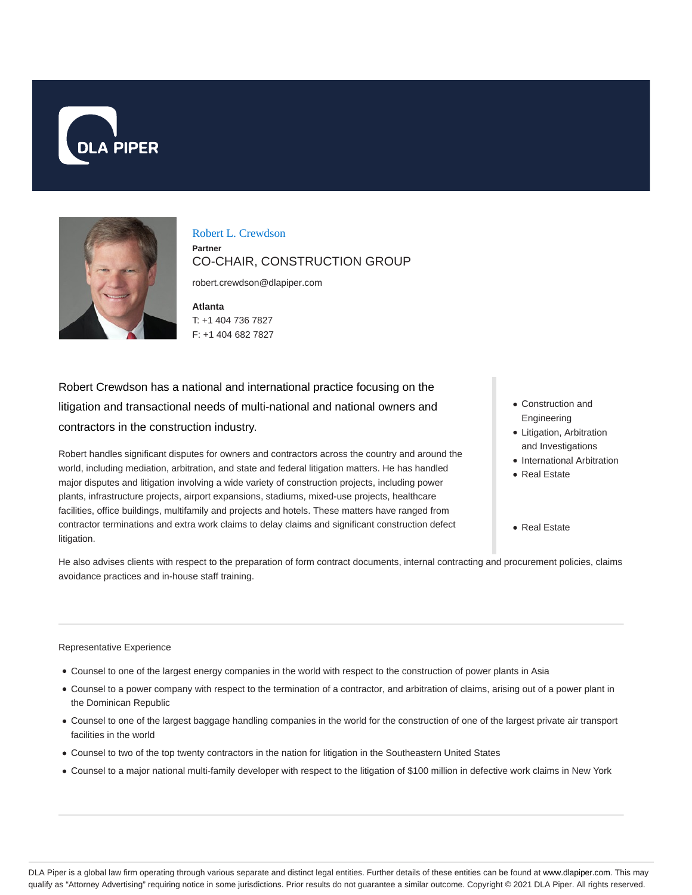DLA PIPER

# Robert L. Crewdson

**Partner**

CO-CHAIR, CONSTRUCTION GROUP

robert.crewdson@dlapiper.com

**Atlanta**

T: +1 404 736 7827

F: +1 404 682 7827

Robert Crewdson has a national and international practice focusing on the litigation and transactional needs of multi-national and national owners and contractors in the construction industry.

Robert handles significant disputes for owners and contractors across the country and around the world, including mediation, arbitration, and state and federal litigation matters. He has handled major disputes and litigation involving a wide variety of construction projects, including power plants, infrastructure projects, airport expansions, stadiums, mixed-use projects, healthcare facilities, office buildings, multifamily and projects and hotels. These matters have ranged from contractor terminations and extra work claims to delay claims and significant construction defect litigation.

- Construction and Engineering
- Litigation, Arbitration and Investigations
- International Arbitration
- Real Estate

- Real Estate

He also advises clients with respect to the preparation of form contract documents, internal contracting and procurement policies, claims avoidance practices and in-house staff training.

## Representative Experience

- Counsel to one of the largest energy companies in the world with respect to the construction of power plants in Asia
- Counsel to a power company with respect to the termination of a contractor, and arbitration of claims, arising out of a power plant in the Dominican Republic
- Counsel to one of the largest baggage handling companies in the world for the construction of one of the largest private air transport facilities in the world
- Counsel to two of the top twenty contractors in the nation for litigation in the Southeastern United States
- Counsel to a major national multi-family developer with respect to the litigation of $100 million in defective work claims in New York

DLA Piper is a global law firm operating through various separate and distinct legal entities. Further details of these entities can be found at www.dlapiper.com. This may qualify as "Attorney Advertising" requiring notice in some jurisdictions. Prior results do not guarantee a similar outcome. Copyright © 2021 DLA Piper. All rights reserved.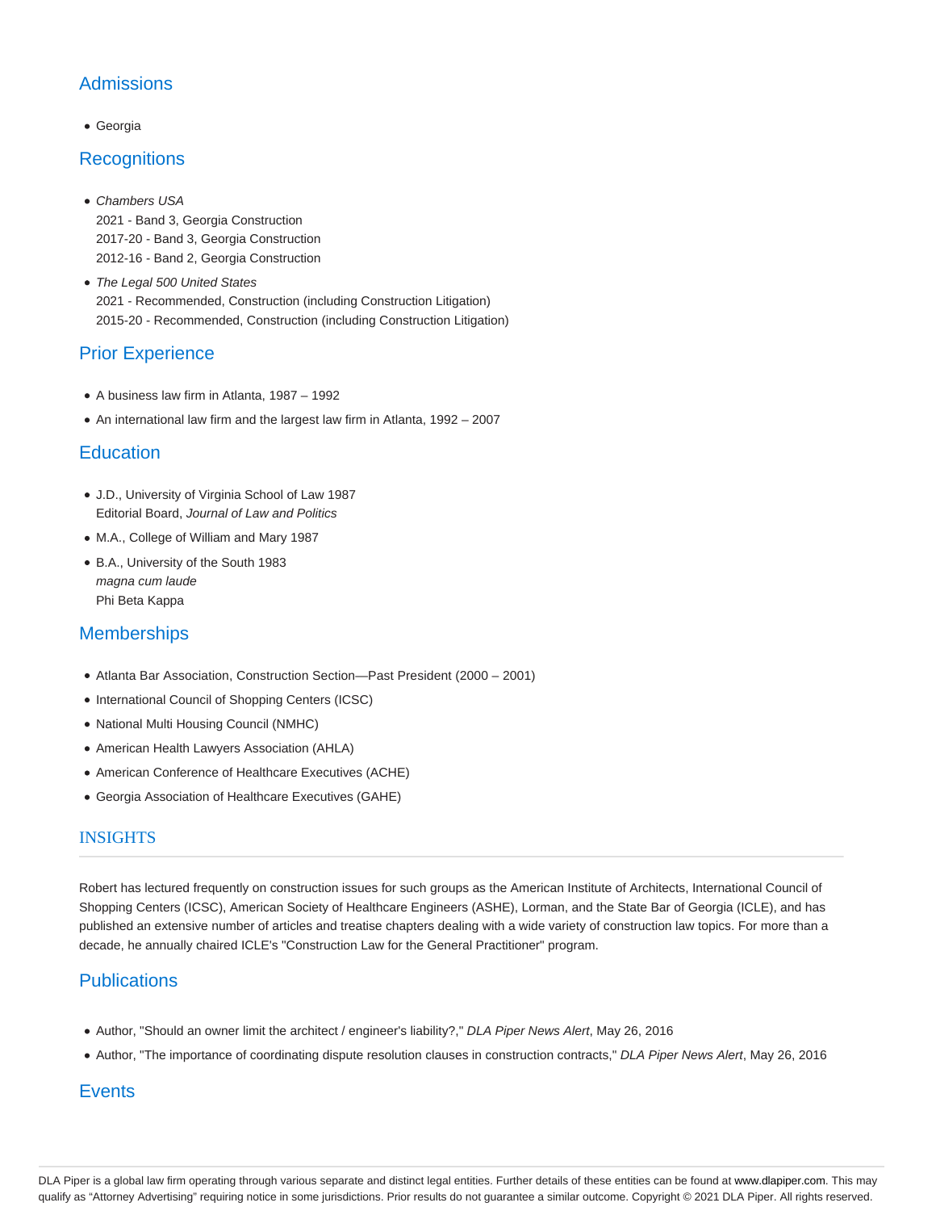## Admissions

- Georgia

## Recognitions

- *Chambers USA*
  2021 - Band 3, Georgia Construction
  2017-20 - Band 3, Georgia Construction
  2012-16 - Band 2, Georgia Construction
- *The Legal 500 United States*
  2021 - Recommended, Construction (including Construction Litigation)
  2015-20 - Recommended, Construction (including Construction Litigation)

## Prior Experience

- A business law firm in Atlanta, 1987 – 1992
- An international law firm and the largest law firm in Atlanta, 1992 – 2007

## Education

- J.D., University of Virginia School of Law 1987
  Editorial Board, *Journal of Law and Politics*
- M.A., College of William and Mary 1987
- B.A., University of the South 1983
  *magna cum laude*
  Phi Beta Kappa

## Memberships

- Atlanta Bar Association, Construction Section—Past President (2000 – 2001)
- International Council of Shopping Centers (ICSC)
- National Multi Housing Council (NMHC)
- American Health Lawyers Association (AHLA)
- American Conference of Healthcare Executives (ACHE)
- Georgia Association of Healthcare Executives (GAHE)

## INSIGHTS

Robert has lectured frequently on construction issues for such groups as the American Institute of Architects, International Council of Shopping Centers (ICSC), American Society of Healthcare Engineers (ASHE), Lorman, and the State Bar of Georgia (ICLE), and has published an extensive number of articles and treatise chapters dealing with a wide variety of construction law topics. For more than a decade, he annually chaired ICLE's "Construction Law for the General Practitioner" program.

## Publications

- Author, "Should an owner limit the architect / engineer's liability?," *DLA Piper News Alert*, May 26, 2016
- Author, "The importance of coordinating dispute resolution clauses in construction contracts," *DLA Piper News Alert*, May 26, 2016

## Events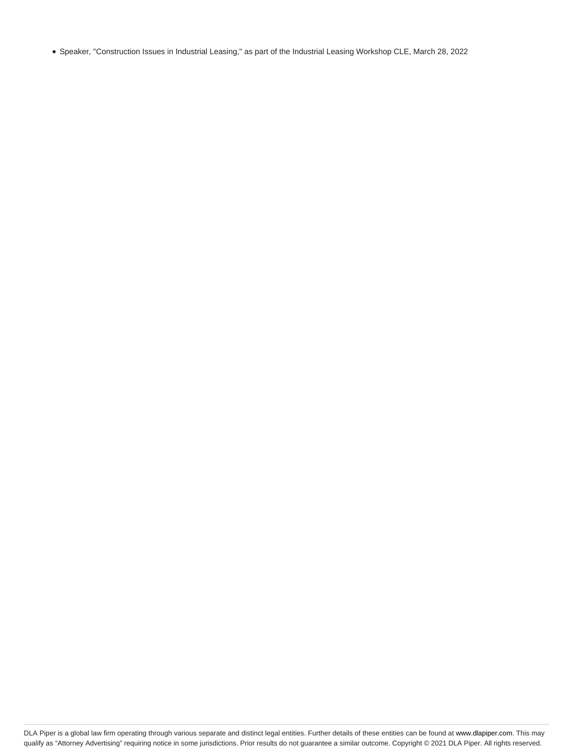- Speaker, "Construction Issues in Industrial Leasing," as part of the Industrial Leasing Workshop CLE, March 28, 2022